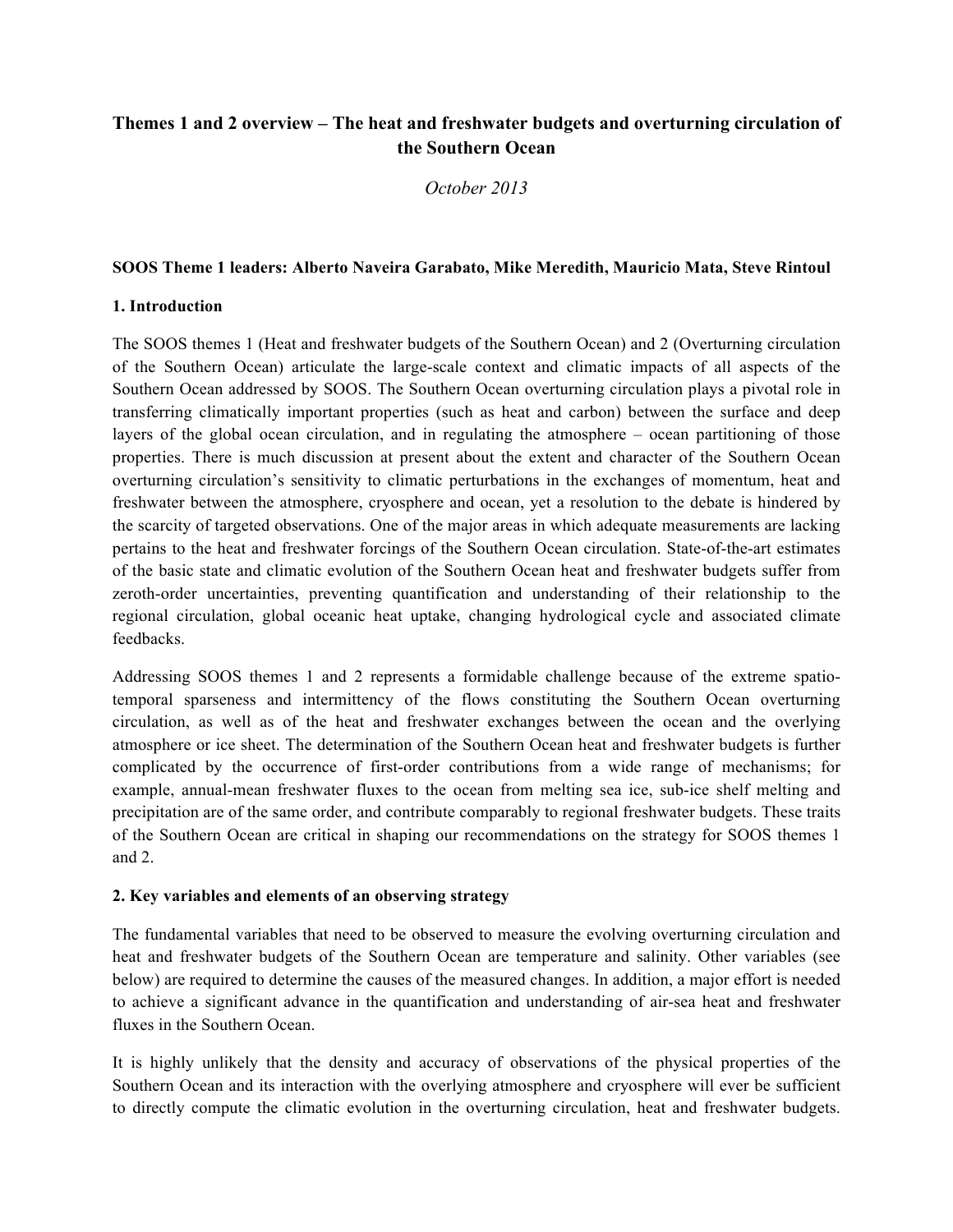# Themes 1 and 2 overview – The heat and freshwater budgets and overturning circulation of the Southern Ocean

*October 2013*

**SOOS Theme 1 leaders: Alberto Naveira Garabato, Mike Meredith, Mauricio Mata, Steve Rintoul**

## 1. Introduction

The SOOS themes 1 (Heat and freshwater budgets of the Southern Ocean) and 2 (Overturning circulation of the Southern Ocean) articulate the large-scale context and climatic impacts of all aspects of the Southern Ocean addressed by SOOS. The Southern Ocean overturning circulation plays a pivotal role in transferring climatically important properties (such as heat and carbon) between the surface and deep layers of the global ocean circulation, and in regulating the atmosphere – ocean partitioning of those properties. There is much discussion at present about the extent and character of the Southern Ocean overturning circulation's sensitivity to climatic perturbations in the exchanges of momentum, heat and freshwater between the atmosphere, cryosphere and ocean, yet a resolution to the debate is hindered by the scarcity of targeted observations. One of the major areas in which adequate measurements are lacking pertains to the heat and freshwater forcings of the Southern Ocean circulation. State-of-the-art estimates of the basic state and climatic evolution of the Southern Ocean heat and freshwater budgets suffer from zeroth-order uncertainties, preventing quantification and understanding of their relationship to the regional circulation, global oceanic heat uptake, changing hydrological cycle and associated climate feedbacks.

Addressing SOOS themes 1 and 2 represents a formidable challenge because of the extreme spatio-temporal sparseness and intermittency of the flows constituting the Southern Ocean overturning circulation, as well as of the heat and freshwater exchanges between the ocean and the overlying atmosphere or ice sheet. The determination of the Southern Ocean heat and freshwater budgets is further complicated by the occurrence of first-order contributions from a wide range of mechanisms; for example, annual-mean freshwater fluxes to the ocean from melting sea ice, sub-ice shelf melting and precipitation are of the same order, and contribute comparably to regional freshwater budgets. These traits of the Southern Ocean are critical in shaping our recommendations on the strategy for SOOS themes 1 and 2.

## 2. Key variables and elements of an observing strategy

The fundamental variables that need to be observed to measure the evolving overturning circulation and heat and freshwater budgets of the Southern Ocean are temperature and salinity. Other variables (see below) are required to determine the causes of the measured changes. In addition, a major effort is needed to achieve a significant advance in the quantification and understanding of air-sea heat and freshwater fluxes in the Southern Ocean.

It is highly unlikely that the density and accuracy of observations of the physical properties of the Southern Ocean and its interaction with the overlying atmosphere and cryosphere will ever be sufficient to directly compute the climatic evolution in the overturning circulation, heat and freshwater budgets.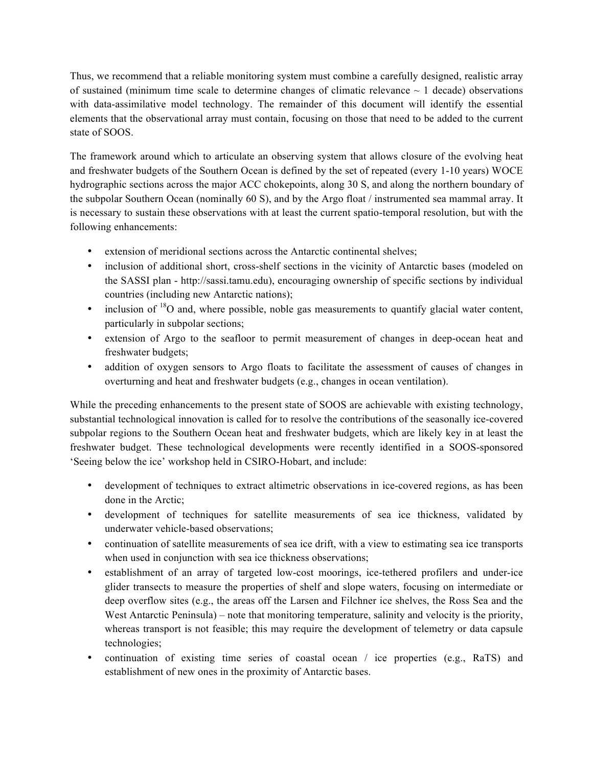Thus, we recommend that a reliable monitoring system must combine a carefully designed, realistic array of sustained (minimum time scale to determine changes of climatic relevance ~ 1 decade) observations with data-assimilative model technology. The remainder of this document will identify the essential elements that the observational array must contain, focusing on those that need to be added to the current state of SOOS.

The framework around which to articulate an observing system that allows closure of the evolving heat and freshwater budgets of the Southern Ocean is defined by the set of repeated (every 1-10 years) WOCE hydrographic sections across the major ACC chokepoints, along 30 S, and along the northern boundary of the subpolar Southern Ocean (nominally 60 S), and by the Argo float / instrumented sea mammal array. It is necessary to sustain these observations with at least the current spatio-temporal resolution, but with the following enhancements:

- extension of meridional sections across the Antarctic continental shelves;
- inclusion of additional short, cross-shelf sections in the vicinity of Antarctic bases (modeled on the SASSI plan - http://sassi.tamu.edu), encouraging ownership of specific sections by individual countries (including new Antarctic nations);
- inclusion of $^{18}O$ and, where possible, noble gas measurements to quantify glacial water content, particularly in subpolar sections;
- extension of Argo to the seafloor to permit measurement of changes in deep-ocean heat and freshwater budgets;
- addition of oxygen sensors to Argo floats to facilitate the assessment of causes of changes in overturning and heat and freshwater budgets (e.g., changes in ocean ventilation).

While the preceding enhancements to the present state of SOOS are achievable with existing technology, substantial technological innovation is called for to resolve the contributions of the seasonally ice-covered subpolar regions to the Southern Ocean heat and freshwater budgets, which are likely key in at least the freshwater budget. These technological developments were recently identified in a SOOS-sponsored 'Seeing below the ice' workshop held in CSIRO-Hobart, and include:

- development of techniques to extract altimetric observations in ice-covered regions, as has been done in the Arctic;
- development of techniques for satellite measurements of sea ice thickness, validated by underwater vehicle-based observations;
- continuation of satellite measurements of sea ice drift, with a view to estimating sea ice transports when used in conjunction with sea ice thickness observations;
- establishment of an array of targeted low-cost moorings, ice-tethered profilers and under-ice glider transects to measure the properties of shelf and slope waters, focusing on intermediate or deep overflow sites (e.g., the areas off the Larsen and Filchner ice shelves, the Ross Sea and the West Antarctic Peninsula) – note that monitoring temperature, salinity and velocity is the priority, whereas transport is not feasible; this may require the development of telemetry or data capsule technologies;
- continuation of existing time series of coastal ocean / ice properties (e.g., RaTS) and establishment of new ones in the proximity of Antarctic bases.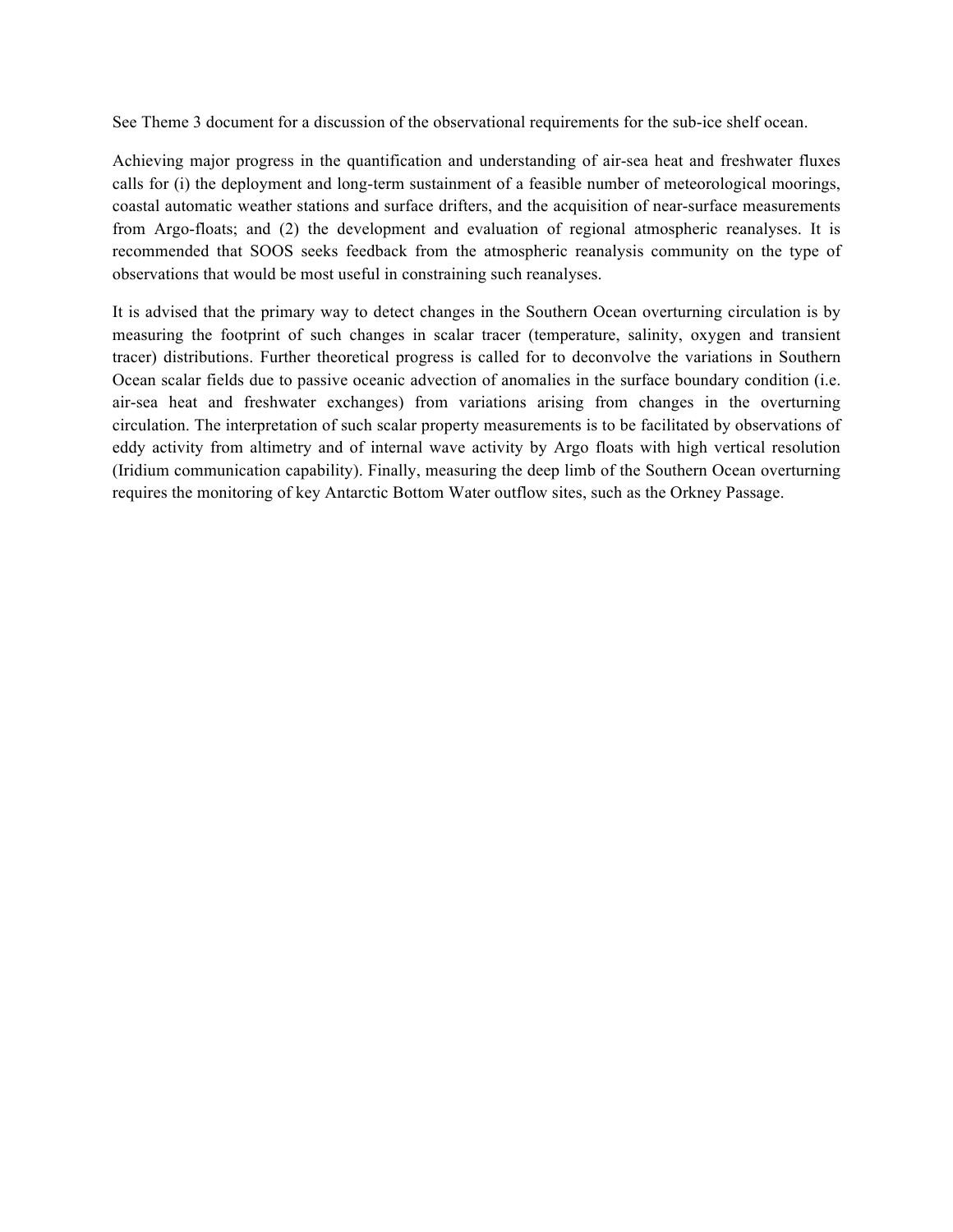See Theme 3 document for a discussion of the observational requirements for the sub-ice shelf ocean.

Achieving major progress in the quantification and understanding of air-sea heat and freshwater fluxes calls for (i) the deployment and long-term sustainment of a feasible number of meteorological moorings, coastal automatic weather stations and surface drifters, and the acquisition of near-surface measurements from Argo-floats; and (2) the development and evaluation of regional atmospheric reanalyses. It is recommended that SOOS seeks feedback from the atmospheric reanalysis community on the type of observations that would be most useful in constraining such reanalyses.

It is advised that the primary way to detect changes in the Southern Ocean overturning circulation is by measuring the footprint of such changes in scalar tracer (temperature, salinity, oxygen and transient tracer) distributions. Further theoretical progress is called for to deconvolve the variations in Southern Ocean scalar fields due to passive oceanic advection of anomalies in the surface boundary condition (i.e. air-sea heat and freshwater exchanges) from variations arising from changes in the overturning circulation. The interpretation of such scalar property measurements is to be facilitated by observations of eddy activity from altimetry and of internal wave activity by Argo floats with high vertical resolution (Iridium communication capability). Finally, measuring the deep limb of the Southern Ocean overturning requires the monitoring of key Antarctic Bottom Water outflow sites, such as the Orkney Passage.